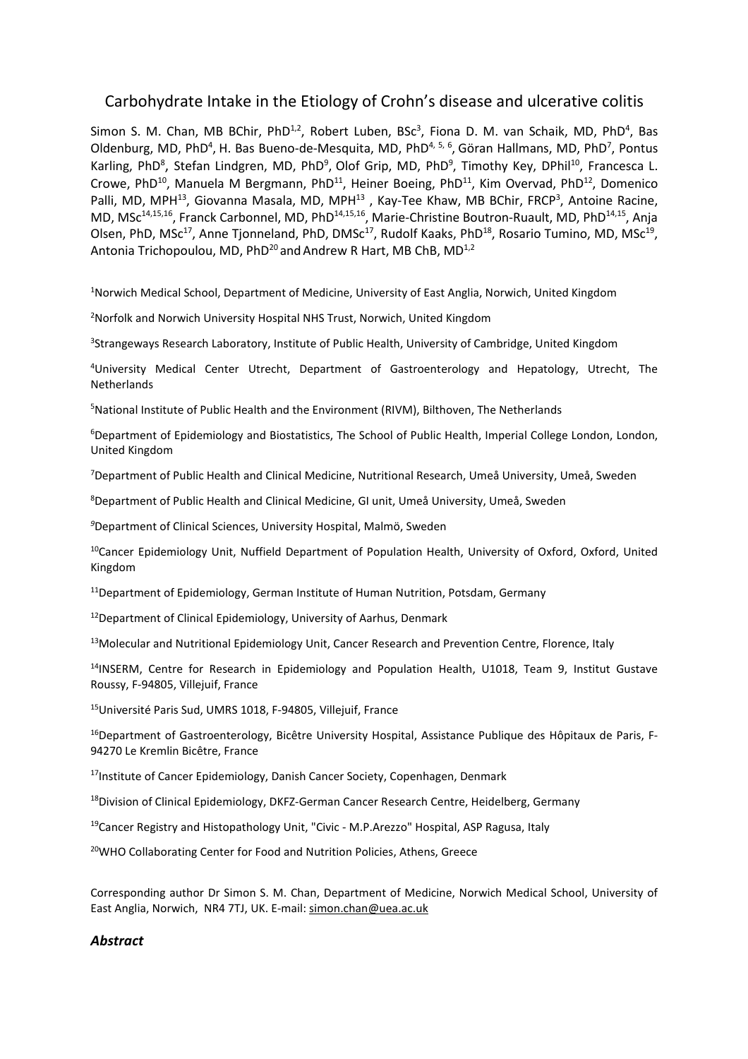# Carbohydrate Intake in the Etiology of Crohn's disease and ulcerative colitis

Simon S. M. Chan, MB BChir, PhD[1,2], Robert Luben, BSc[3], Fiona D. M. van Schaik, MD, PhD[4], Bas Oldenburg, MD, PhD[4], H. Bas Bueno-de-Mesquita, MD, PhD[4,5,6], Göran Hallmans, MD, PhD[7], Pontus Karling, PhD[8], Stefan Lindgren, MD, PhD[9], Olof Grip, MD, PhD[9], Timothy Key, DPhil[10], Francesca L. Crowe, PhD[10], Manuela M Bergmann, PhD[11], Heiner Boeing, PhD[11], Kim Overvad, PhD[12], Domenico Palli, MD, MPH[13], Giovanna Masala, MD, MPH[13], Kay-Tee Khaw, MB BChir, FRCP[3], Antoine Racine, MD, MSc[14,15,16], Franck Carbonnel, MD, PhD[14,15,16], Marie-Christine Boutron-Ruault, MD, PhD[14,15], Anja Olsen, PhD, MSc[17], Anne Tjonneland, PhD, DMSc[17], Rudolf Kaaks, PhD[18], Rosario Tumino, MD, MSc[19], Antonia Trichopoulou, MD, PhD[20] and Andrew R Hart, MB ChB, MD[1,2]

[1]Norwich Medical School, Department of Medicine, University of East Anglia, Norwich, United Kingdom

[2]Norfolk and Norwich University Hospital NHS Trust, Norwich, United Kingdom

[3]Strangeways Research Laboratory, Institute of Public Health, University of Cambridge, United Kingdom

[4]University Medical Center Utrecht, Department of Gastroenterology and Hepatology, Utrecht, The Netherlands

[5]National Institute of Public Health and the Environment (RIVM), Bilthoven, The Netherlands

[6]Department of Epidemiology and Biostatistics, The School of Public Health, Imperial College London, London, United Kingdom

[7]Department of Public Health and Clinical Medicine, Nutritional Research, Umeå University, Umeå, Sweden

[8]Department of Public Health and Clinical Medicine, GI unit, Umeå University, Umeå, Sweden

[9]Department of Clinical Sciences, University Hospital, Malmö, Sweden

[10]Cancer Epidemiology Unit, Nuffield Department of Population Health, University of Oxford, Oxford, United Kingdom

[11]Department of Epidemiology, German Institute of Human Nutrition, Potsdam, Germany

[12]Department of Clinical Epidemiology, University of Aarhus, Denmark

[13]Molecular and Nutritional Epidemiology Unit, Cancer Research and Prevention Centre, Florence, Italy

[14]INSERM, Centre for Research in Epidemiology and Population Health, U1018, Team 9, Institut Gustave Roussy, F-94805, Villejuif, France

[15]Université Paris Sud, UMRS 1018, F-94805, Villejuif, France

[16]Department of Gastroenterology, Bicêtre University Hospital, Assistance Publique des Hôpitaux de Paris, F-94270 Le Kremlin Bicêtre, France

[17]Institute of Cancer Epidemiology, Danish Cancer Society, Copenhagen, Denmark

[18]Division of Clinical Epidemiology, DKFZ-German Cancer Research Centre, Heidelberg, Germany

[19]Cancer Registry and Histopathology Unit, "Civic - M.P.Arezzo" Hospital, ASP Ragusa, Italy

[20]WHO Collaborating Center for Food and Nutrition Policies, Athens, Greece

Corresponding author Dr Simon S. M. Chan, Department of Medicine, Norwich Medical School, University of East Anglia, Norwich, NR4 7TJ, UK. E-mail: simon.chan@uea.ac.uk

## *Abstract*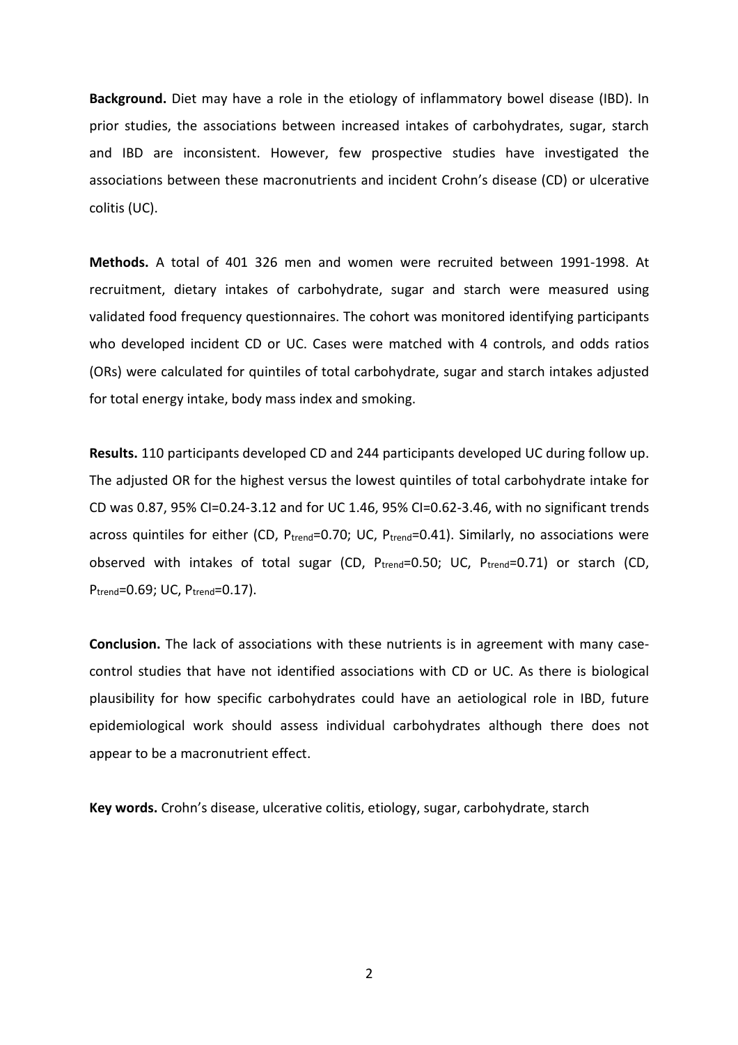**Background.** Diet may have a role in the etiology of inflammatory bowel disease (IBD). In prior studies, the associations between increased intakes of carbohydrates, sugar, starch and IBD are inconsistent. However, few prospective studies have investigated the associations between these macronutrients and incident Crohn's disease (CD) or ulcerative colitis (UC).

**Methods.** A total of 401 326 men and women were recruited between 1991-1998. At recruitment, dietary intakes of carbohydrate, sugar and starch were measured using validated food frequency questionnaires. The cohort was monitored identifying participants who developed incident CD or UC. Cases were matched with 4 controls, and odds ratios (ORs) were calculated for quintiles of total carbohydrate, sugar and starch intakes adjusted for total energy intake, body mass index and smoking.

**Results.** 110 participants developed CD and 244 participants developed UC during follow up. The adjusted OR for the highest versus the lowest quintiles of total carbohydrate intake for CD was 0.87, 95% CI=0.24-3.12 and for UC 1.46, 95% CI=0.62-3.46, with no significant trends across quintiles for either (CD, $P_{trend}$=0.70; UC, $P_{trend}$=0.41). Similarly, no associations were observed with intakes of total sugar (CD, $P_{trend}$=0.50; UC, $P_{trend}$=0.71) or starch (CD, $P_{trend}$=0.69; UC, $P_{trend}$=0.17).

**Conclusion.** The lack of associations with these nutrients is in agreement with many case-control studies that have not identified associations with CD or UC. As there is biological plausibility for how specific carbohydrates could have an aetiological role in IBD, future epidemiological work should assess individual carbohydrates although there does not appear to be a macronutrient effect.

**Key words.** Crohn's disease, ulcerative colitis, etiology, sugar, carbohydrate, starch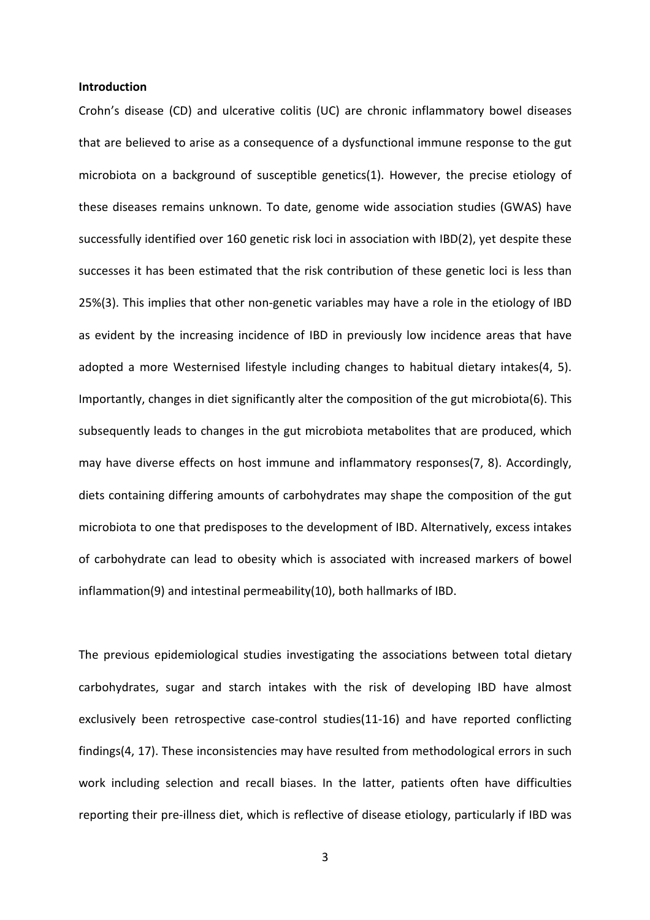## Introduction

Crohn's disease (CD) and ulcerative colitis (UC) are chronic inflammatory bowel diseases that are believed to arise as a consequence of a dysfunctional immune response to the gut microbiota on a background of susceptible genetics(1). However, the precise etiology of these diseases remains unknown. To date, genome wide association studies (GWAS) have successfully identified over 160 genetic risk loci in association with IBD(2), yet despite these successes it has been estimated that the risk contribution of these genetic loci is less than 25%(3). This implies that other non-genetic variables may have a role in the etiology of IBD as evident by the increasing incidence of IBD in previously low incidence areas that have adopted a more Westernised lifestyle including changes to habitual dietary intakes(4, 5). Importantly, changes in diet significantly alter the composition of the gut microbiota(6). This subsequently leads to changes in the gut microbiota metabolites that are produced, which may have diverse effects on host immune and inflammatory responses(7, 8). Accordingly, diets containing differing amounts of carbohydrates may shape the composition of the gut microbiota to one that predisposes to the development of IBD. Alternatively, excess intakes of carbohydrate can lead to obesity which is associated with increased markers of bowel inflammation(9) and intestinal permeability(10), both hallmarks of IBD.

The previous epidemiological studies investigating the associations between total dietary carbohydrates, sugar and starch intakes with the risk of developing IBD have almost exclusively been retrospective case-control studies(11-16) and have reported conflicting findings(4, 17). These inconsistencies may have resulted from methodological errors in such work including selection and recall biases. In the latter, patients often have difficulties reporting their pre-illness diet, which is reflective of disease etiology, particularly if IBD was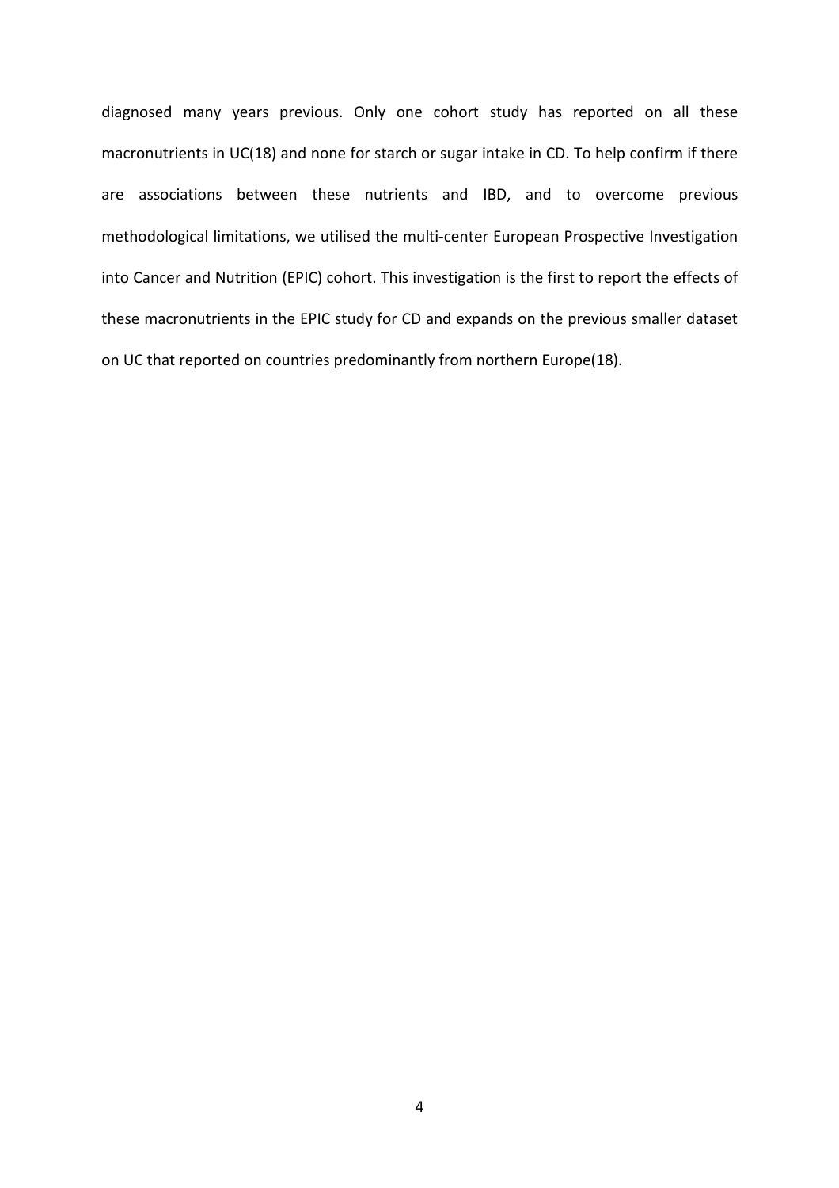diagnosed many years previous. Only one cohort study has reported on all these macronutrients in UC(18) and none for starch or sugar intake in CD. To help confirm if there are associations between these nutrients and IBD, and to overcome previous methodological limitations, we utilised the multi-center European Prospective Investigation into Cancer and Nutrition (EPIC) cohort. This investigation is the first to report the effects of these macronutrients in the EPIC study for CD and expands on the previous smaller dataset on UC that reported on countries predominantly from northern Europe(18).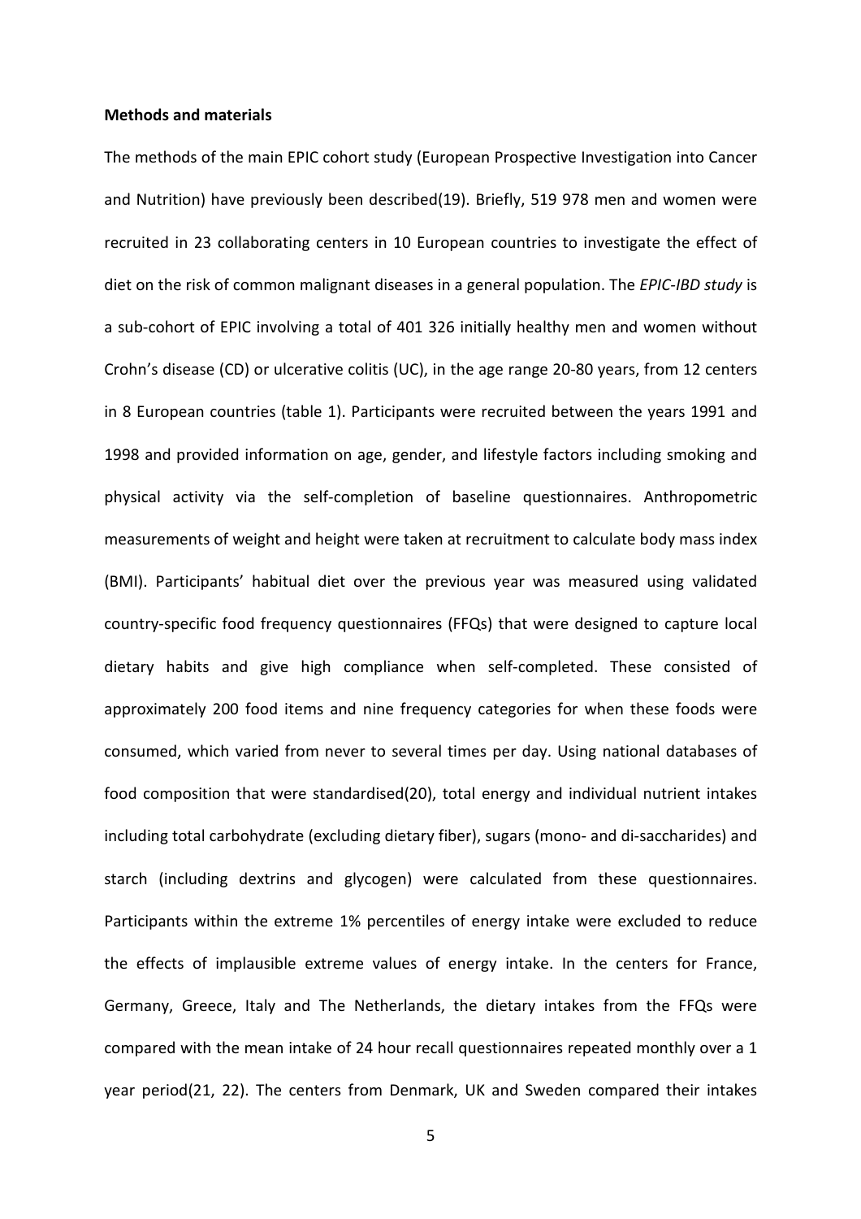**Methods and materials**

The methods of the main EPIC cohort study (European Prospective Investigation into Cancer and Nutrition) have previously been described(19). Briefly, 519 978 men and women were recruited in 23 collaborating centers in 10 European countries to investigate the effect of diet on the risk of common malignant diseases in a general population. The *EPIC-IBD study* is a sub-cohort of EPIC involving a total of 401 326 initially healthy men and women without Crohn's disease (CD) or ulcerative colitis (UC), in the age range 20-80 years, from 12 centers in 8 European countries (table 1). Participants were recruited between the years 1991 and 1998 and provided information on age, gender, and lifestyle factors including smoking and physical activity via the self-completion of baseline questionnaires. Anthropometric measurements of weight and height were taken at recruitment to calculate body mass index (BMI). Participants' habitual diet over the previous year was measured using validated country-specific food frequency questionnaires (FFQs) that were designed to capture local dietary habits and give high compliance when self-completed. These consisted of approximately 200 food items and nine frequency categories for when these foods were consumed, which varied from never to several times per day. Using national databases of food composition that were standardised(20), total energy and individual nutrient intakes including total carbohydrate (excluding dietary fiber), sugars (mono- and di-saccharides) and starch (including dextrins and glycogen) were calculated from these questionnaires. Participants within the extreme 1% percentiles of energy intake were excluded to reduce the effects of implausible extreme values of energy intake. In the centers for France, Germany, Greece, Italy and The Netherlands, the dietary intakes from the FFQs were compared with the mean intake of 24 hour recall questionnaires repeated monthly over a 1 year period(21, 22). The centers from Denmark, UK and Sweden compared their intakes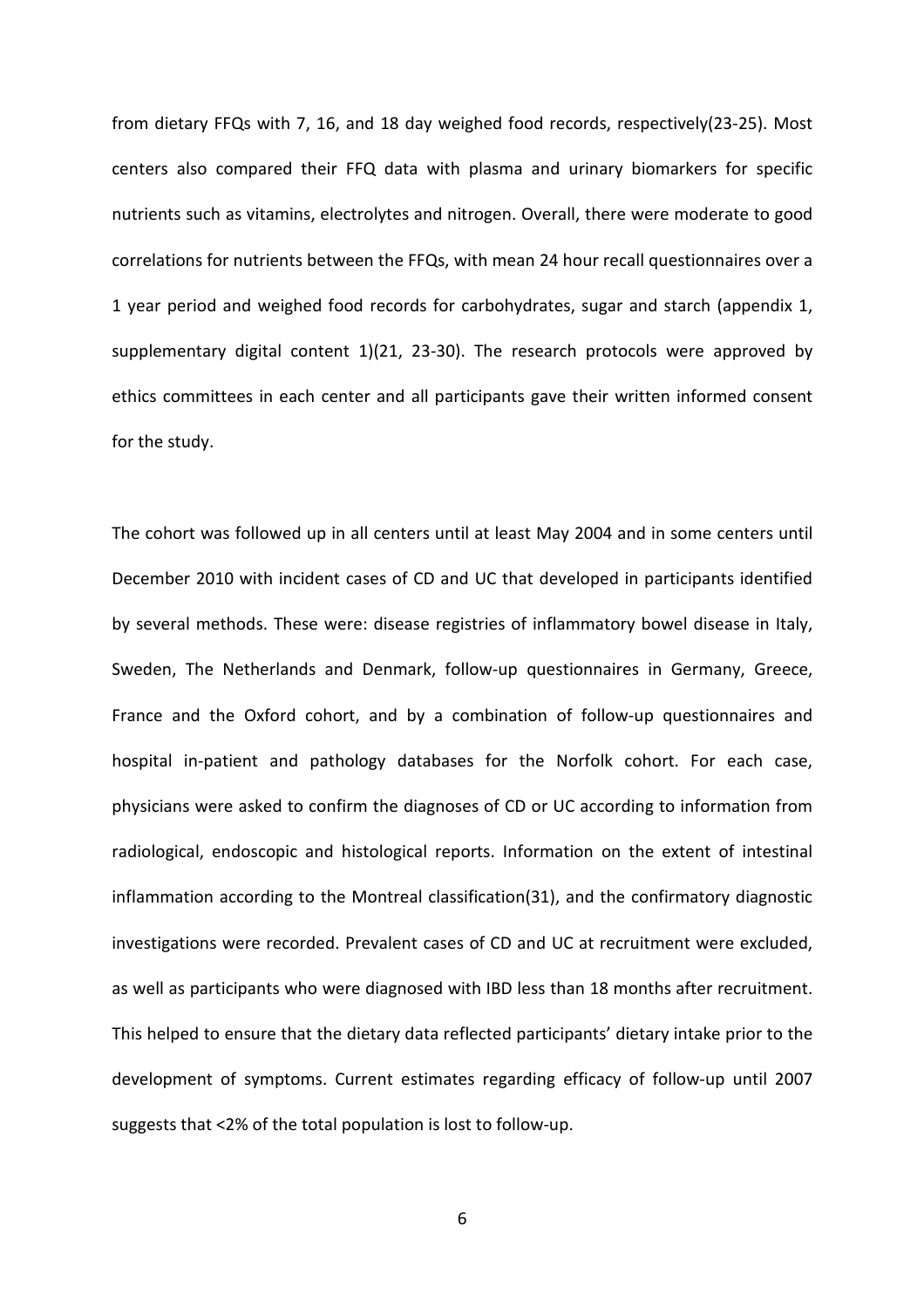from dietary FFQs with 7, 16, and 18 day weighed food records, respectively(23-25). Most centers also compared their FFQ data with plasma and urinary biomarkers for specific nutrients such as vitamins, electrolytes and nitrogen. Overall, there were moderate to good correlations for nutrients between the FFQs, with mean 24 hour recall questionnaires over a 1 year period and weighed food records for carbohydrates, sugar and starch (appendix 1, supplementary digital content 1)(21, 23-30). The research protocols were approved by ethics committees in each center and all participants gave their written informed consent for the study.

The cohort was followed up in all centers until at least May 2004 and in some centers until December 2010 with incident cases of CD and UC that developed in participants identified by several methods. These were: disease registries of inflammatory bowel disease in Italy, Sweden, The Netherlands and Denmark, follow-up questionnaires in Germany, Greece, France and the Oxford cohort, and by a combination of follow-up questionnaires and hospital in-patient and pathology databases for the Norfolk cohort. For each case, physicians were asked to confirm the diagnoses of CD or UC according to information from radiological, endoscopic and histological reports. Information on the extent of intestinal inflammation according to the Montreal classification(31), and the confirmatory diagnostic investigations were recorded. Prevalent cases of CD and UC at recruitment were excluded, as well as participants who were diagnosed with IBD less than 18 months after recruitment. This helped to ensure that the dietary data reflected participants' dietary intake prior to the development of symptoms. Current estimates regarding efficacy of follow-up until 2007 suggests that <2% of the total population is lost to follow-up.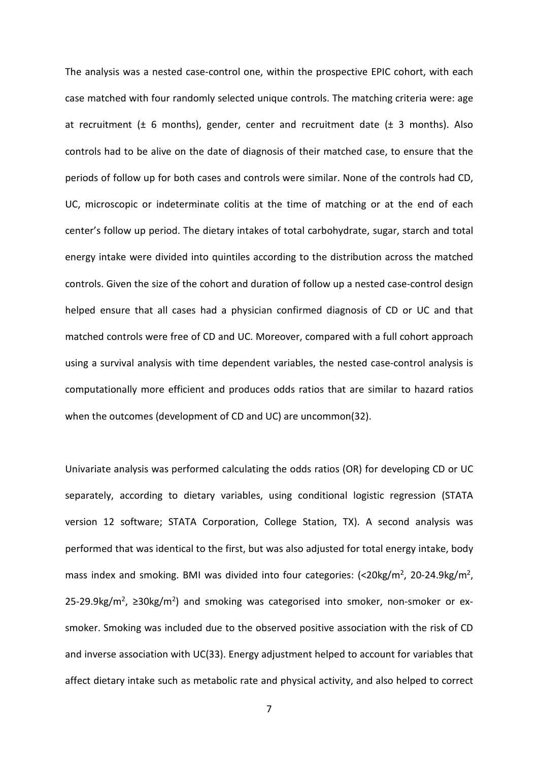The analysis was a nested case-control one, within the prospective EPIC cohort, with each case matched with four randomly selected unique controls. The matching criteria were: age at recruitment (± 6 months), gender, center and recruitment date (± 3 months). Also controls had to be alive on the date of diagnosis of their matched case, to ensure that the periods of follow up for both cases and controls were similar. None of the controls had CD, UC, microscopic or indeterminate colitis at the time of matching or at the end of each center's follow up period. The dietary intakes of total carbohydrate, sugar, starch and total energy intake were divided into quintiles according to the distribution across the matched controls. Given the size of the cohort and duration of follow up a nested case-control design helped ensure that all cases had a physician confirmed diagnosis of CD or UC and that matched controls were free of CD and UC. Moreover, compared with a full cohort approach using a survival analysis with time dependent variables, the nested case-control analysis is computationally more efficient and produces odds ratios that are similar to hazard ratios when the outcomes (development of CD and UC) are uncommon(32).

Univariate analysis was performed calculating the odds ratios (OR) for developing CD or UC separately, according to dietary variables, using conditional logistic regression (STATA version 12 software; STATA Corporation, College Station, TX). A second analysis was performed that was identical to the first, but was also adjusted for total energy intake, body mass index and smoking. BMI was divided into four categories: (<20kg/m$^2$, 20-24.9kg/m$^2$, 25-29.9kg/m$^2$, ≥30kg/m$^2$) and smoking was categorised into smoker, non-smoker or ex-smoker. Smoking was included due to the observed positive association with the risk of CD and inverse association with UC(33). Energy adjustment helped to account for variables that affect dietary intake such as metabolic rate and physical activity, and also helped to correct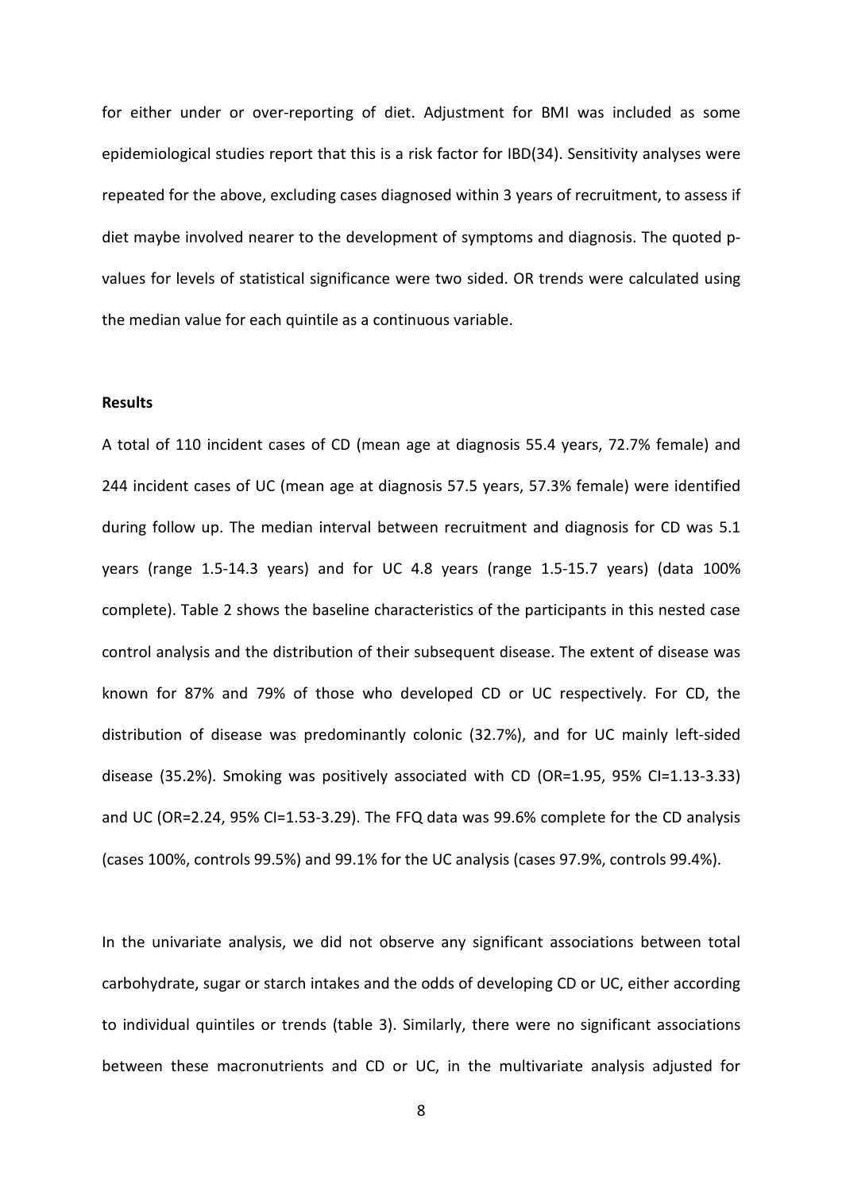for either under or over-reporting of diet. Adjustment for BMI was included as some epidemiological studies report that this is a risk factor for IBD(34). Sensitivity analyses were repeated for the above, excluding cases diagnosed within 3 years of recruitment, to assess if diet maybe involved nearer to the development of symptoms and diagnosis. The quoted p-values for levels of statistical significance were two sided. OR trends were calculated using the median value for each quintile as a continuous variable.

**Results**

A total of 110 incident cases of CD (mean age at diagnosis 55.4 years, 72.7% female) and 244 incident cases of UC (mean age at diagnosis 57.5 years, 57.3% female) were identified during follow up. The median interval between recruitment and diagnosis for CD was 5.1 years (range 1.5-14.3 years) and for UC 4.8 years (range 1.5-15.7 years) (data 100% complete). Table 2 shows the baseline characteristics of the participants in this nested case control analysis and the distribution of their subsequent disease. The extent of disease was known for 87% and 79% of those who developed CD or UC respectively. For CD, the distribution of disease was predominantly colonic (32.7%), and for UC mainly left-sided disease (35.2%). Smoking was positively associated with CD (OR=1.95, 95% CI=1.13-3.33) and UC (OR=2.24, 95% CI=1.53-3.29). The FFQ data was 99.6% complete for the CD analysis (cases 100%, controls 99.5%) and 99.1% for the UC analysis (cases 97.9%, controls 99.4%).

In the univariate analysis, we did not observe any significant associations between total carbohydrate, sugar or starch intakes and the odds of developing CD or UC, either according to individual quintiles or trends (table 3). Similarly, there were no significant associations between these macronutrients and CD or UC, in the multivariate analysis adjusted for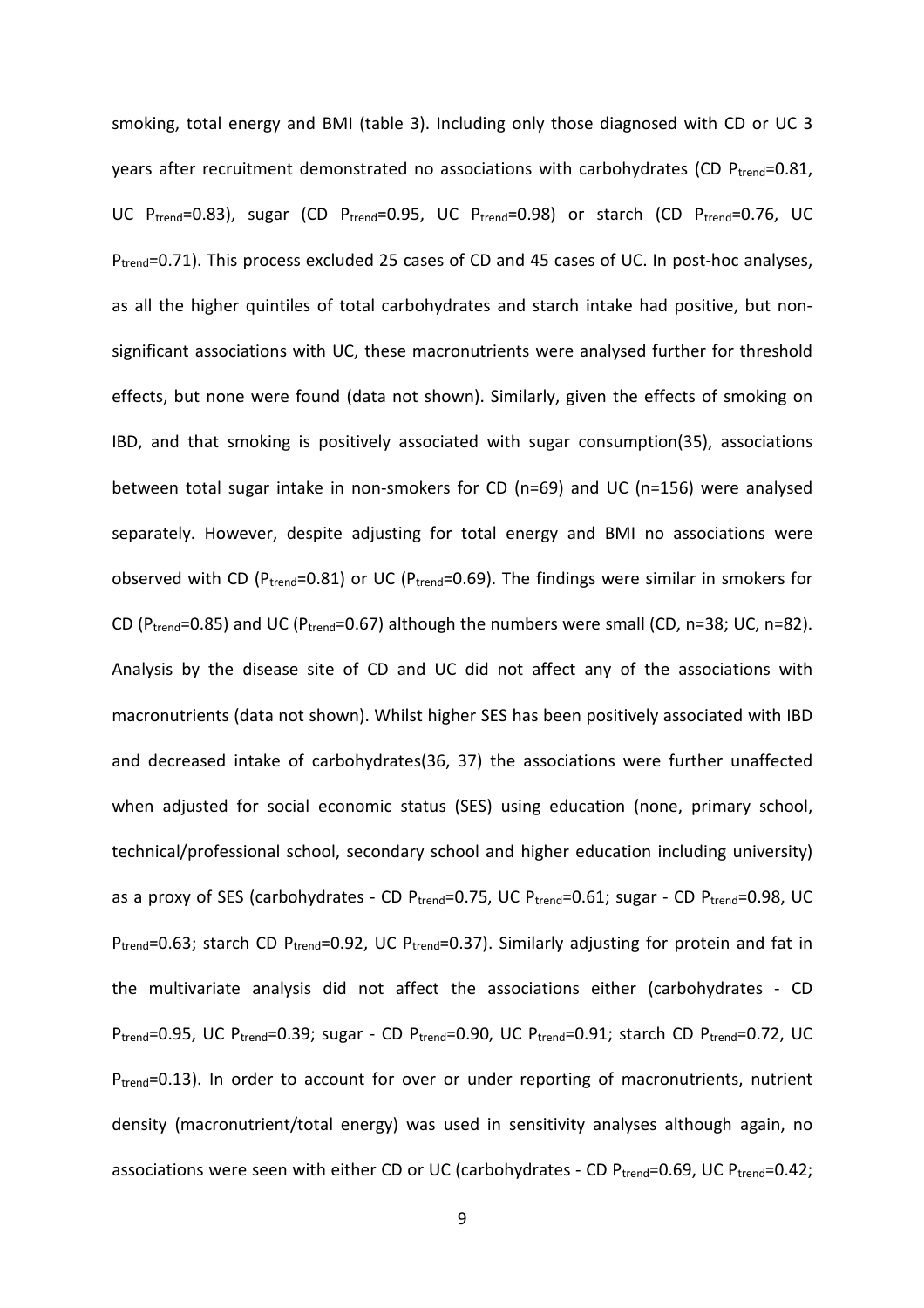smoking, total energy and BMI (table 3). Including only those diagnosed with CD or UC 3 years after recruitment demonstrated no associations with carbohydrates (CD $P_{trend}$=0.81, UC $P_{trend}$=0.83), sugar (CD $P_{trend}$=0.95, UC $P_{trend}$=0.98) or starch (CD $P_{trend}$=0.76, UC $P_{trend}$=0.71). This process excluded 25 cases of CD and 45 cases of UC. In post-hoc analyses, as all the higher quintiles of total carbohydrates and starch intake had positive, but non-significant associations with UC, these macronutrients were analysed further for threshold effects, but none were found (data not shown). Similarly, given the effects of smoking on IBD, and that smoking is positively associated with sugar consumption(35), associations between total sugar intake in non-smokers for CD (n=69) and UC (n=156) were analysed separately. However, despite adjusting for total energy and BMI no associations were observed with CD ($P_{trend}$=0.81) or UC ($P_{trend}$=0.69). The findings were similar in smokers for CD ($P_{trend}$=0.85) and UC ($P_{trend}$=0.67) although the numbers were small (CD, n=38; UC, n=82). Analysis by the disease site of CD and UC did not affect any of the associations with macronutrients (data not shown). Whilst higher SES has been positively associated with IBD and decreased intake of carbohydrates(36, 37) the associations were further unaffected when adjusted for social economic status (SES) using education (none, primary school, technical/professional school, secondary school and higher education including university) as a proxy of SES (carbohydrates - CD $P_{trend}$=0.75, UC $P_{trend}$=0.61; sugar - CD $P_{trend}$=0.98, UC $P_{trend}$=0.63; starch CD $P_{trend}$=0.92, UC $P_{trend}$=0.37). Similarly adjusting for protein and fat in the multivariate analysis did not affect the associations either (carbohydrates - CD $P_{trend}$=0.95, UC $P_{trend}$=0.39; sugar - CD $P_{trend}$=0.90, UC $P_{trend}$=0.91; starch CD $P_{trend}$=0.72, UC $P_{trend}$=0.13). In order to account for over or under reporting of macronutrients, nutrient density (macronutrient/total energy) was used in sensitivity analyses although again, no associations were seen with either CD or UC (carbohydrates - CD $P_{trend}$=0.69, UC $P_{trend}$=0.42;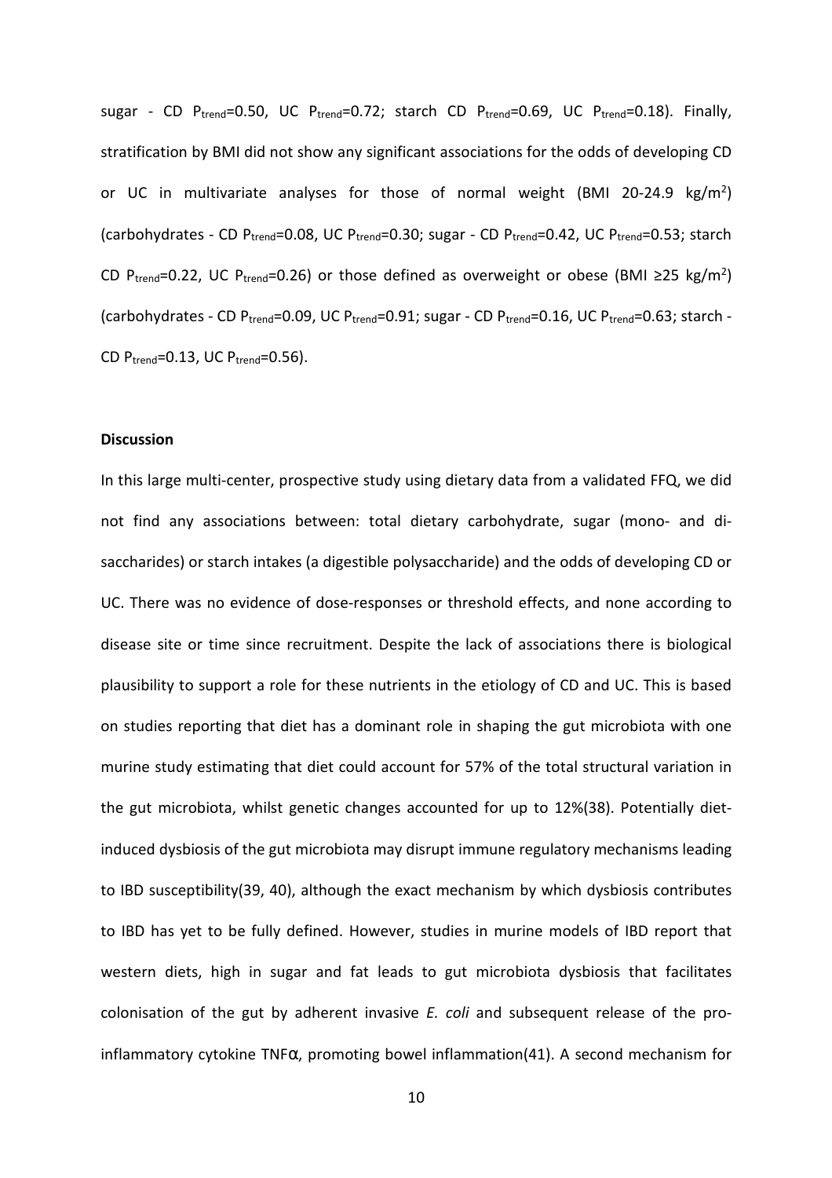sugar - CD $P_{trend}$=0.50, UC $P_{trend}$=0.72; starch CD $P_{trend}$=0.69, UC $P_{trend}$=0.18). Finally, stratification by BMI did not show any significant associations for the odds of developing CD or UC in multivariate analyses for those of normal weight (BMI 20-24.9 kg/$m^2$) (carbohydrates - CD $P_{trend}$=0.08, UC $P_{trend}$=0.30; sugar - CD $P_{trend}$=0.42, UC $P_{trend}$=0.53; starch CD $P_{trend}$=0.22, UC $P_{trend}$=0.26) or those defined as overweight or obese (BMI ≥25 kg/$m^2$) (carbohydrates - CD $P_{trend}$=0.09, UC $P_{trend}$=0.91; sugar - CD $P_{trend}$=0.16, UC $P_{trend}$=0.63; starch - CD $P_{trend}$=0.13, UC $P_{trend}$=0.56).

**Discussion**

In this large multi-center, prospective study using dietary data from a validated FFQ, we did not find any associations between: total dietary carbohydrate, sugar (mono- and di-saccharides) or starch intakes (a digestible polysaccharide) and the odds of developing CD or UC. There was no evidence of dose-responses or threshold effects, and none according to disease site or time since recruitment. Despite the lack of associations there is biological plausibility to support a role for these nutrients in the etiology of CD and UC. This is based on studies reporting that diet has a dominant role in shaping the gut microbiota with one murine study estimating that diet could account for 57% of the total structural variation in the gut microbiota, whilst genetic changes accounted for up to 12%(38). Potentially diet-induced dysbiosis of the gut microbiota may disrupt immune regulatory mechanisms leading to IBD susceptibility(39, 40), although the exact mechanism by which dysbiosis contributes to IBD has yet to be fully defined. However, studies in murine models of IBD report that western diets, high in sugar and fat leads to gut microbiota dysbiosis that facilitates colonisation of the gut by adherent invasive *E. coli* and subsequent release of the pro-inflammatory cytokine TNFα, promoting bowel inflammation(41). A second mechanism for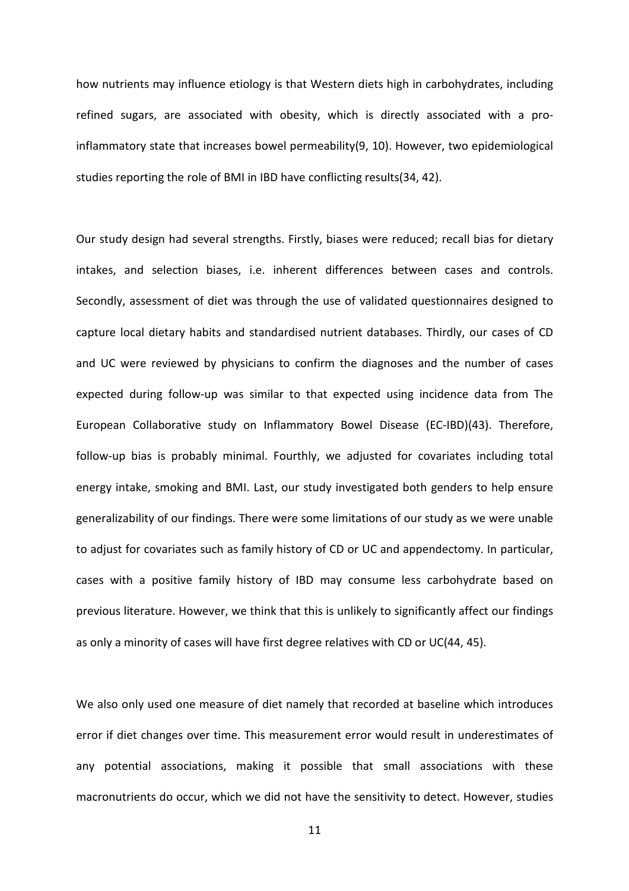how nutrients may influence etiology is that Western diets high in carbohydrates, including refined sugars, are associated with obesity, which is directly associated with a pro-inflammatory state that increases bowel permeability(9, 10). However, two epidemiological studies reporting the role of BMI in IBD have conflicting results(34, 42).

Our study design had several strengths. Firstly, biases were reduced; recall bias for dietary intakes, and selection biases, i.e. inherent differences between cases and controls. Secondly, assessment of diet was through the use of validated questionnaires designed to capture local dietary habits and standardised nutrient databases. Thirdly, our cases of CD and UC were reviewed by physicians to confirm the diagnoses and the number of cases expected during follow-up was similar to that expected using incidence data from The European Collaborative study on Inflammatory Bowel Disease (EC-IBD)(43). Therefore, follow-up bias is probably minimal. Fourthly, we adjusted for covariates including total energy intake, smoking and BMI. Last, our study investigated both genders to help ensure generalizability of our findings. There were some limitations of our study as we were unable to adjust for covariates such as family history of CD or UC and appendectomy. In particular, cases with a positive family history of IBD may consume less carbohydrate based on previous literature. However, we think that this is unlikely to significantly affect our findings as only a minority of cases will have first degree relatives with CD or UC(44, 45).

We also only used one measure of diet namely that recorded at baseline which introduces error if diet changes over time. This measurement error would result in underestimates of any potential associations, making it possible that small associations with these macronutrients do occur, which we did not have the sensitivity to detect. However, studies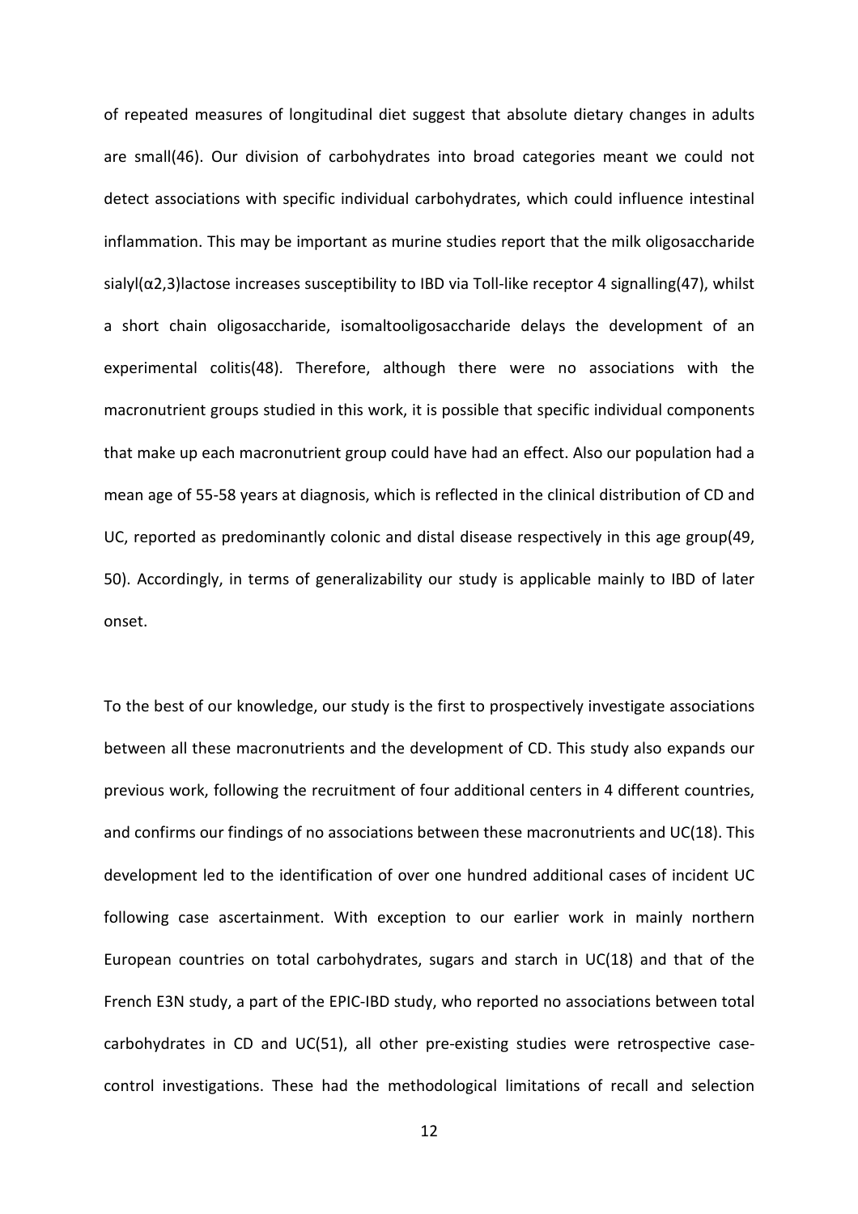of repeated measures of longitudinal diet suggest that absolute dietary changes in adults are small(46). Our division of carbohydrates into broad categories meant we could not detect associations with specific individual carbohydrates, which could influence intestinal inflammation. This may be important as murine studies report that the milk oligosaccharide sialyl($\alpha$2,3)lactose increases susceptibility to IBD via Toll-like receptor 4 signalling(47), whilst a short chain oligosaccharide, isomaltooligosaccharide delays the development of an experimental colitis(48). Therefore, although there were no associations with the macronutrient groups studied in this work, it is possible that specific individual components that make up each macronutrient group could have had an effect. Also our population had a mean age of 55-58 years at diagnosis, which is reflected in the clinical distribution of CD and UC, reported as predominantly colonic and distal disease respectively in this age group(49, 50). Accordingly, in terms of generalizability our study is applicable mainly to IBD of later onset.

To the best of our knowledge, our study is the first to prospectively investigate associations between all these macronutrients and the development of CD. This study also expands our previous work, following the recruitment of four additional centers in 4 different countries, and confirms our findings of no associations between these macronutrients and UC(18). This development led to the identification of over one hundred additional cases of incident UC following case ascertainment. With exception to our earlier work in mainly northern European countries on total carbohydrates, sugars and starch in UC(18) and that of the French E3N study, a part of the EPIC-IBD study, who reported no associations between total carbohydrates in CD and UC(51), all other pre-existing studies were retrospective case-control investigations. These had the methodological limitations of recall and selection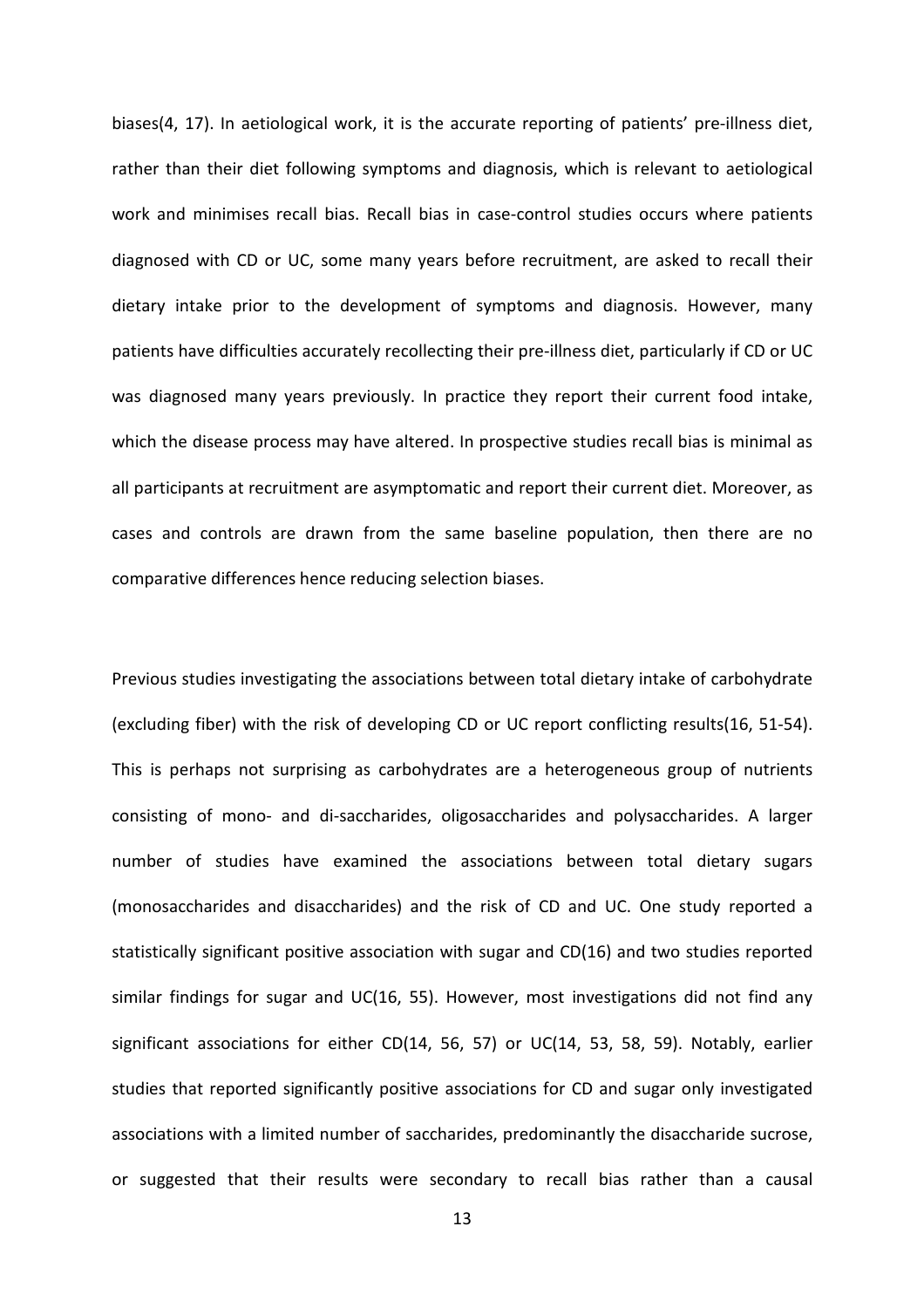biases(4, 17). In aetiological work, it is the accurate reporting of patients' pre-illness diet, rather than their diet following symptoms and diagnosis, which is relevant to aetiological work and minimises recall bias. Recall bias in case-control studies occurs where patients diagnosed with CD or UC, some many years before recruitment, are asked to recall their dietary intake prior to the development of symptoms and diagnosis. However, many patients have difficulties accurately recollecting their pre-illness diet, particularly if CD or UC was diagnosed many years previously. In practice they report their current food intake, which the disease process may have altered. In prospective studies recall bias is minimal as all participants at recruitment are asymptomatic and report their current diet. Moreover, as cases and controls are drawn from the same baseline population, then there are no comparative differences hence reducing selection biases.

Previous studies investigating the associations between total dietary intake of carbohydrate (excluding fiber) with the risk of developing CD or UC report conflicting results(16, 51-54). This is perhaps not surprising as carbohydrates are a heterogeneous group of nutrients consisting of mono- and di-saccharides, oligosaccharides and polysaccharides. A larger number of studies have examined the associations between total dietary sugars (monosaccharides and disaccharides) and the risk of CD and UC. One study reported a statistically significant positive association with sugar and CD(16) and two studies reported similar findings for sugar and UC(16, 55). However, most investigations did not find any significant associations for either CD(14, 56, 57) or UC(14, 53, 58, 59). Notably, earlier studies that reported significantly positive associations for CD and sugar only investigated associations with a limited number of saccharides, predominantly the disaccharide sucrose, or suggested that their results were secondary to recall bias rather than a causal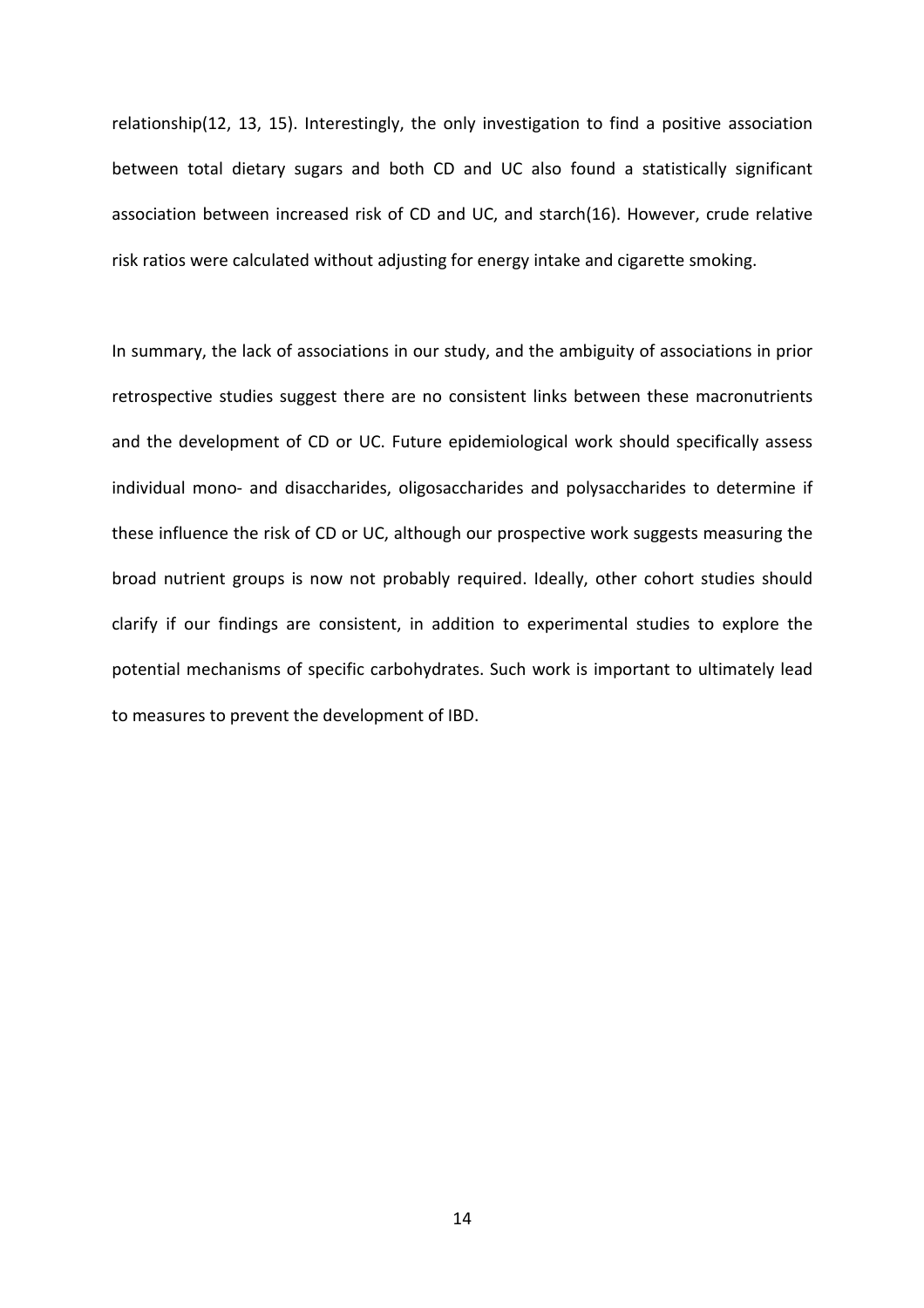relationship(12, 13, 15). Interestingly, the only investigation to find a positive association between total dietary sugars and both CD and UC also found a statistically significant association between increased risk of CD and UC, and starch(16). However, crude relative risk ratios were calculated without adjusting for energy intake and cigarette smoking.

In summary, the lack of associations in our study, and the ambiguity of associations in prior retrospective studies suggest there are no consistent links between these macronutrients and the development of CD or UC. Future epidemiological work should specifically assess individual mono- and disaccharides, oligosaccharides and polysaccharides to determine if these influence the risk of CD or UC, although our prospective work suggests measuring the broad nutrient groups is now not probably required. Ideally, other cohort studies should clarify if our findings are consistent, in addition to experimental studies to explore the potential mechanisms of specific carbohydrates. Such work is important to ultimately lead to measures to prevent the development of IBD.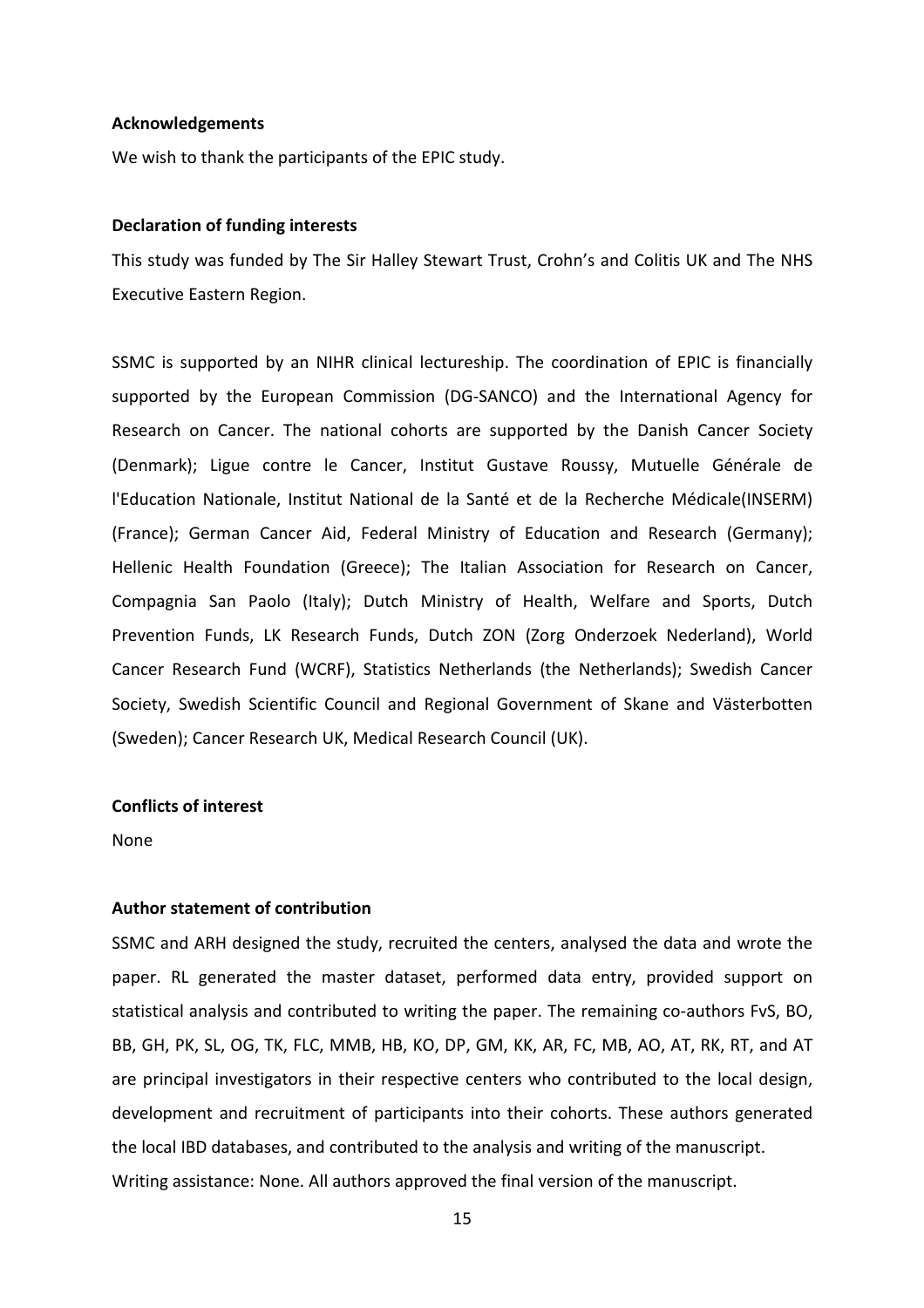**Acknowledgements**

We wish to thank the participants of the EPIC study.

**Declaration of funding interests**

This study was funded by The Sir Halley Stewart Trust, Crohn's and Colitis UK and The NHS Executive Eastern Region.

SSMC is supported by an NIHR clinical lectureship. The coordination of EPIC is financially supported by the European Commission (DG-SANCO) and the International Agency for Research on Cancer. The national cohorts are supported by the Danish Cancer Society (Denmark); Ligue contre le Cancer, Institut Gustave Roussy, Mutuelle Générale de l'Education Nationale, Institut National de la Santé et de la Recherche Médicale(INSERM) (France); German Cancer Aid, Federal Ministry of Education and Research (Germany); Hellenic Health Foundation (Greece); The Italian Association for Research on Cancer, Compagnia San Paolo (Italy); Dutch Ministry of Health, Welfare and Sports, Dutch Prevention Funds, LK Research Funds, Dutch ZON (Zorg Onderzoek Nederland), World Cancer Research Fund (WCRF), Statistics Netherlands (the Netherlands); Swedish Cancer Society, Swedish Scientific Council and Regional Government of Skane and Västerbotten (Sweden); Cancer Research UK, Medical Research Council (UK).

**Conflicts of interest**

None

**Author statement of contribution**

SSMC and ARH designed the study, recruited the centers, analysed the data and wrote the paper. RL generated the master dataset, performed data entry, provided support on statistical analysis and contributed to writing the paper. The remaining co-authors FvS, BO, BB, GH, PK, SL, OG, TK, FLC, MMB, HB, KO, DP, GM, KK, AR, FC, MB, AO, AT, RK, RT, and AT are principal investigators in their respective centers who contributed to the local design, development and recruitment of participants into their cohorts. These authors generated the local IBD databases, and contributed to the analysis and writing of the manuscript.
Writing assistance: None. All authors approved the final version of the manuscript.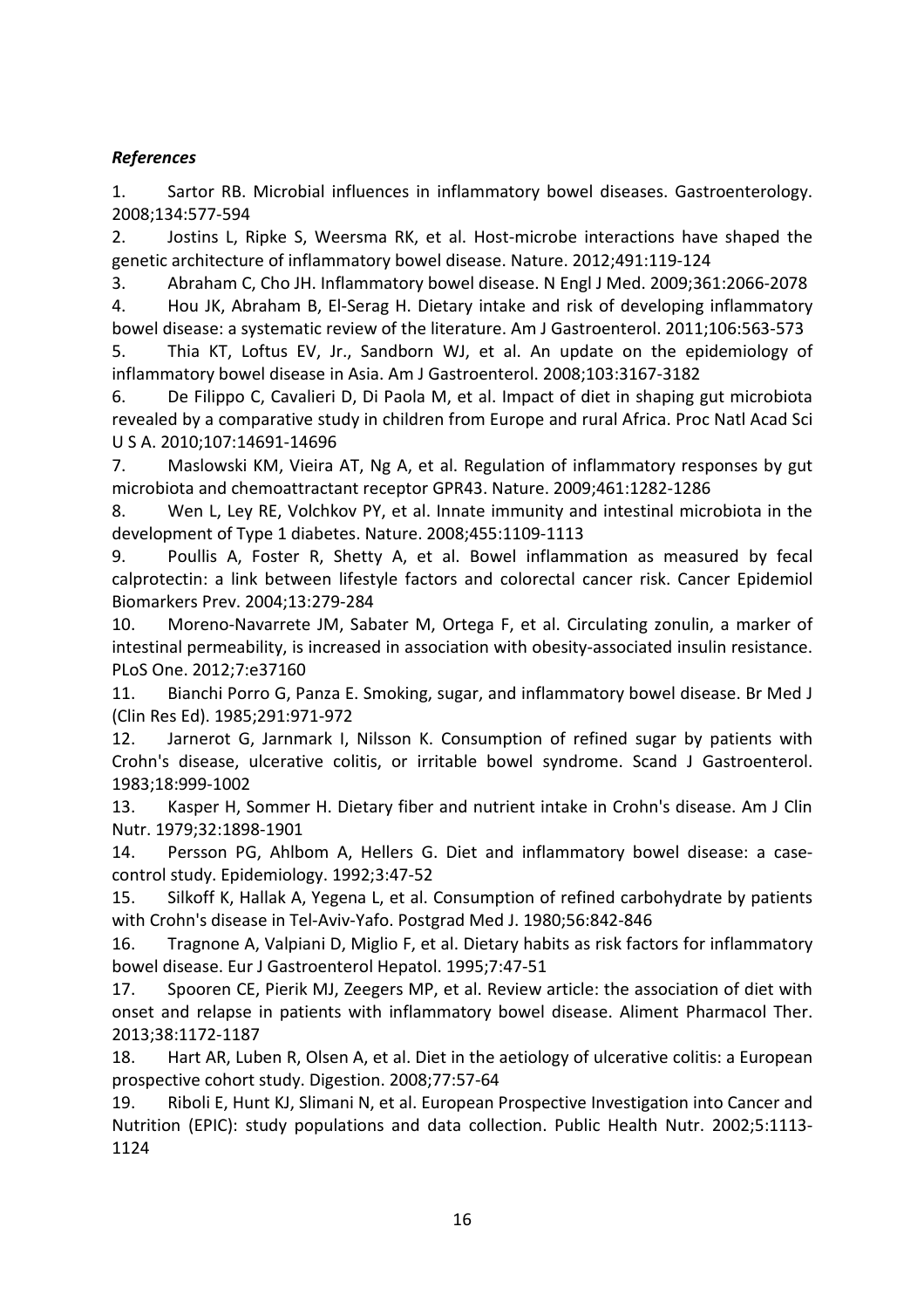***References***

1. Sartor RB. Microbial influences in inflammatory bowel diseases. Gastroenterology. 2008;134:577-594
2. Jostins L, Ripke S, Weersma RK, et al. Host-microbe interactions have shaped the genetic architecture of inflammatory bowel disease. Nature. 2012;491:119-124
3. Abraham C, Cho JH. Inflammatory bowel disease. N Engl J Med. 2009;361:2066-2078
4. Hou JK, Abraham B, El-Serag H. Dietary intake and risk of developing inflammatory bowel disease: a systematic review of the literature. Am J Gastroenterol. 2011;106:563-573
5. Thia KT, Loftus EV, Jr., Sandborn WJ, et al. An update on the epidemiology of inflammatory bowel disease in Asia. Am J Gastroenterol. 2008;103:3167-3182
6. De Filippo C, Cavalieri D, Di Paola M, et al. Impact of diet in shaping gut microbiota revealed by a comparative study in children from Europe and rural Africa. Proc Natl Acad Sci U S A. 2010;107:14691-14696
7. Maslowski KM, Vieira AT, Ng A, et al. Regulation of inflammatory responses by gut microbiota and chemoattractant receptor GPR43. Nature. 2009;461:1282-1286
8. Wen L, Ley RE, Volchkov PY, et al. Innate immunity and intestinal microbiota in the development of Type 1 diabetes. Nature. 2008;455:1109-1113
9. Poullis A, Foster R, Shetty A, et al. Bowel inflammation as measured by fecal calprotectin: a link between lifestyle factors and colorectal cancer risk. Cancer Epidemiol Biomarkers Prev. 2004;13:279-284
10. Moreno-Navarrete JM, Sabater M, Ortega F, et al. Circulating zonulin, a marker of intestinal permeability, is increased in association with obesity-associated insulin resistance. PLoS One. 2012;7:e37160
11. Bianchi Porro G, Panza E. Smoking, sugar, and inflammatory bowel disease. Br Med J (Clin Res Ed). 1985;291:971-972
12. Jarnerot G, Jarnmark I, Nilsson K. Consumption of refined sugar by patients with Crohn's disease, ulcerative colitis, or irritable bowel syndrome. Scand J Gastroenterol. 1983;18:999-1002
13. Kasper H, Sommer H. Dietary fiber and nutrient intake in Crohn's disease. Am J Clin Nutr. 1979;32:1898-1901
14. Persson PG, Ahlbom A, Hellers G. Diet and inflammatory bowel disease: a case-control study. Epidemiology. 1992;3:47-52
15. Silkoff K, Hallak A, Yegena L, et al. Consumption of refined carbohydrate by patients with Crohn's disease in Tel-Aviv-Yafo. Postgrad Med J. 1980;56:842-846
16. Tragnone A, Valpiani D, Miglio F, et al. Dietary habits as risk factors for inflammatory bowel disease. Eur J Gastroenterol Hepatol. 1995;7:47-51
17. Spooren CE, Pierik MJ, Zeegers MP, et al. Review article: the association of diet with onset and relapse in patients with inflammatory bowel disease. Aliment Pharmacol Ther. 2013;38:1172-1187
18. Hart AR, Luben R, Olsen A, et al. Diet in the aetiology of ulcerative colitis: a European prospective cohort study. Digestion. 2008;77:57-64
19. Riboli E, Hunt KJ, Slimani N, et al. European Prospective Investigation into Cancer and Nutrition (EPIC): study populations and data collection. Public Health Nutr. 2002;5:1113-1124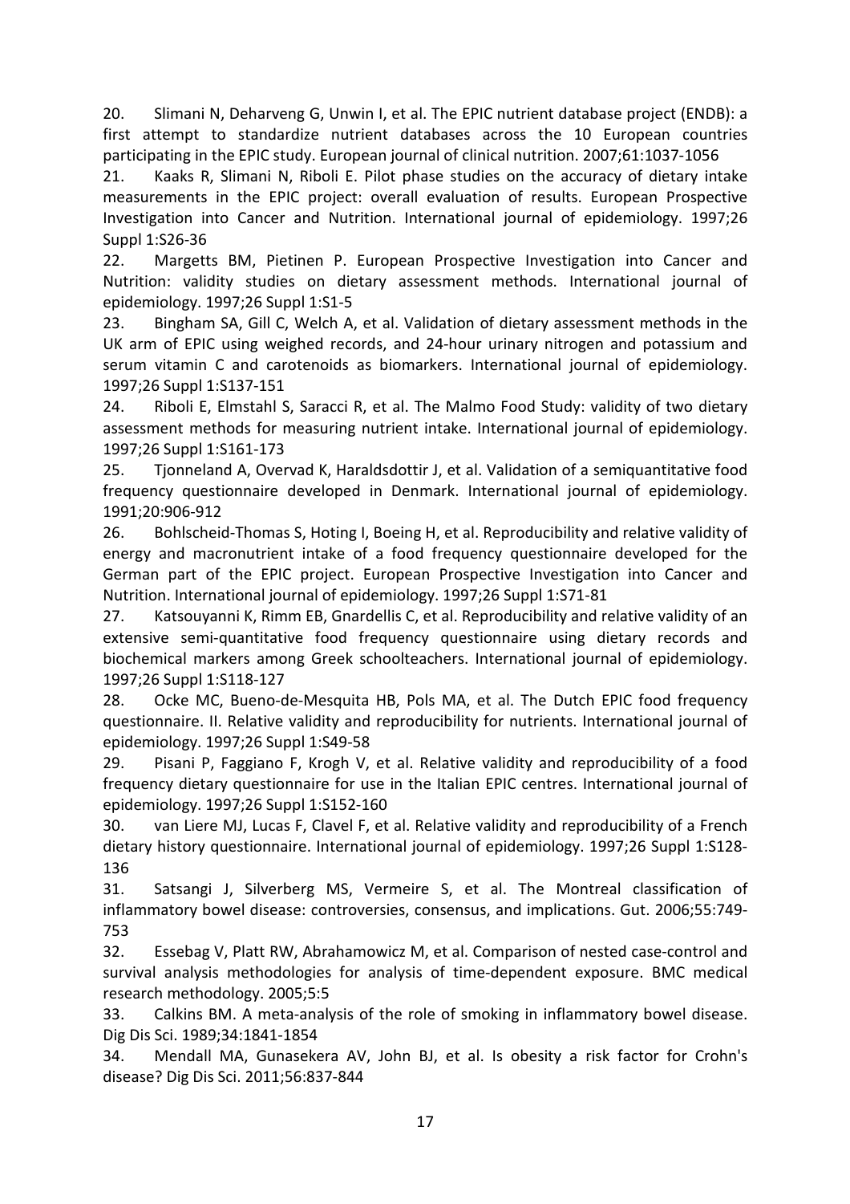20. Slimani N, Deharveng G, Unwin I, et al. The EPIC nutrient database project (ENDB): a first attempt to standardize nutrient databases across the 10 European countries participating in the EPIC study. European journal of clinical nutrition. 2007;61:1037-1056

21. Kaaks R, Slimani N, Riboli E. Pilot phase studies on the accuracy of dietary intake measurements in the EPIC project: overall evaluation of results. European Prospective Investigation into Cancer and Nutrition. International journal of epidemiology. 1997;26 Suppl 1:S26-36

22. Margetts BM, Pietinen P. European Prospective Investigation into Cancer and Nutrition: validity studies on dietary assessment methods. International journal of epidemiology. 1997;26 Suppl 1:S1-5

23. Bingham SA, Gill C, Welch A, et al. Validation of dietary assessment methods in the UK arm of EPIC using weighed records, and 24-hour urinary nitrogen and potassium and serum vitamin C and carotenoids as biomarkers. International journal of epidemiology. 1997;26 Suppl 1:S137-151

24. Riboli E, Elmstahl S, Saracci R, et al. The Malmo Food Study: validity of two dietary assessment methods for measuring nutrient intake. International journal of epidemiology. 1997;26 Suppl 1:S161-173

25. Tjonneland A, Overvad K, Haraldsdottir J, et al. Validation of a semiquantitative food frequency questionnaire developed in Denmark. International journal of epidemiology. 1991;20:906-912

26. Bohlscheid-Thomas S, Hoting I, Boeing H, et al. Reproducibility and relative validity of energy and macronutrient intake of a food frequency questionnaire developed for the German part of the EPIC project. European Prospective Investigation into Cancer and Nutrition. International journal of epidemiology. 1997;26 Suppl 1:S71-81

27. Katsouyanni K, Rimm EB, Gnardellis C, et al. Reproducibility and relative validity of an extensive semi-quantitative food frequency questionnaire using dietary records and biochemical markers among Greek schoolteachers. International journal of epidemiology. 1997;26 Suppl 1:S118-127

28. Ocke MC, Bueno-de-Mesquita HB, Pols MA, et al. The Dutch EPIC food frequency questionnaire. II. Relative validity and reproducibility for nutrients. International journal of epidemiology. 1997;26 Suppl 1:S49-58

29. Pisani P, Faggiano F, Krogh V, et al. Relative validity and reproducibility of a food frequency dietary questionnaire for use in the Italian EPIC centres. International journal of epidemiology. 1997;26 Suppl 1:S152-160

30. van Liere MJ, Lucas F, Clavel F, et al. Relative validity and reproducibility of a French dietary history questionnaire. International journal of epidemiology. 1997;26 Suppl 1:S128-136

31. Satsangi J, Silverberg MS, Vermeire S, et al. The Montreal classification of inflammatory bowel disease: controversies, consensus, and implications. Gut. 2006;55:749-753

32. Essebag V, Platt RW, Abrahamowicz M, et al. Comparison of nested case-control and survival analysis methodologies for analysis of time-dependent exposure. BMC medical research methodology. 2005;5:5

33. Calkins BM. A meta-analysis of the role of smoking in inflammatory bowel disease. Dig Dis Sci. 1989;34:1841-1854

34. Mendall MA, Gunasekera AV, John BJ, et al. Is obesity a risk factor for Crohn's disease? Dig Dis Sci. 2011;56:837-844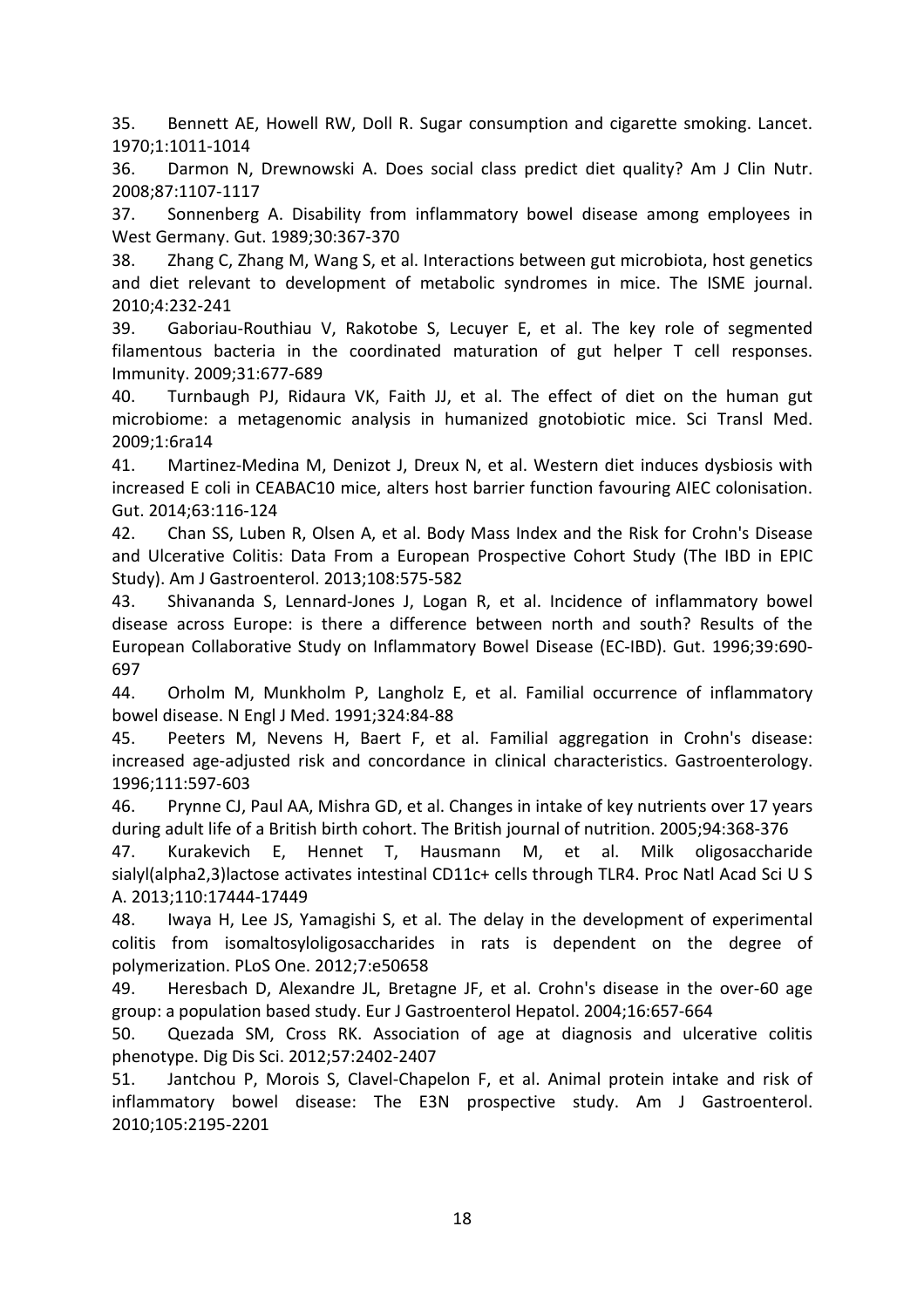35. Bennett AE, Howell RW, Doll R. Sugar consumption and cigarette smoking. Lancet. 1970;1:1011-1014

36. Darmon N, Drewnowski A. Does social class predict diet quality? Am J Clin Nutr. 2008;87:1107-1117

37. Sonnenberg A. Disability from inflammatory bowel disease among employees in West Germany. Gut. 1989;30:367-370

38. Zhang C, Zhang M, Wang S, et al. Interactions between gut microbiota, host genetics and diet relevant to development of metabolic syndromes in mice. The ISME journal. 2010;4:232-241

39. Gaboriau-Routhiau V, Rakotobe S, Lecuyer E, et al. The key role of segmented filamentous bacteria in the coordinated maturation of gut helper T cell responses. Immunity. 2009;31:677-689

40. Turnbaugh PJ, Ridaura VK, Faith JJ, et al. The effect of diet on the human gut microbiome: a metagenomic analysis in humanized gnotobiotic mice. Sci Transl Med. 2009;1:6ra14

41. Martinez-Medina M, Denizot J, Dreux N, et al. Western diet induces dysbiosis with increased E coli in CEABAC10 mice, alters host barrier function favouring AIEC colonisation. Gut. 2014;63:116-124

42. Chan SS, Luben R, Olsen A, et al. Body Mass Index and the Risk for Crohn's Disease and Ulcerative Colitis: Data From a European Prospective Cohort Study (The IBD in EPIC Study). Am J Gastroenterol. 2013;108:575-582

43. Shivananda S, Lennard-Jones J, Logan R, et al. Incidence of inflammatory bowel disease across Europe: is there a difference between north and south? Results of the European Collaborative Study on Inflammatory Bowel Disease (EC-IBD). Gut. 1996;39:690-697

44. Orholm M, Munkholm P, Langholz E, et al. Familial occurrence of inflammatory bowel disease. N Engl J Med. 1991;324:84-88

45. Peeters M, Nevens H, Baert F, et al. Familial aggregation in Crohn's disease: increased age-adjusted risk and concordance in clinical characteristics. Gastroenterology. 1996;111:597-603

46. Prynne CJ, Paul AA, Mishra GD, et al. Changes in intake of key nutrients over 17 years during adult life of a British birth cohort. The British journal of nutrition. 2005;94:368-376

47. Kurakevich E, Hennet T, Hausmann M, et al. Milk oligosaccharide sialyl(alpha2,3)lactose activates intestinal CD11c+ cells through TLR4. Proc Natl Acad Sci U S A. 2013;110:17444-17449

48. Iwaya H, Lee JS, Yamagishi S, et al. The delay in the development of experimental colitis from isomaltosyloligosaccharides in rats is dependent on the degree of polymerization. PLoS One. 2012;7:e50658

49. Heresbach D, Alexandre JL, Bretagne JF, et al. Crohn's disease in the over-60 age group: a population based study. Eur J Gastroenterol Hepatol. 2004;16:657-664

50. Quezada SM, Cross RK. Association of age at diagnosis and ulcerative colitis phenotype. Dig Dis Sci. 2012;57:2402-2407

51. Jantchou P, Morois S, Clavel-Chapelon F, et al. Animal protein intake and risk of inflammatory bowel disease: The E3N prospective study. Am J Gastroenterol. 2010;105:2195-2201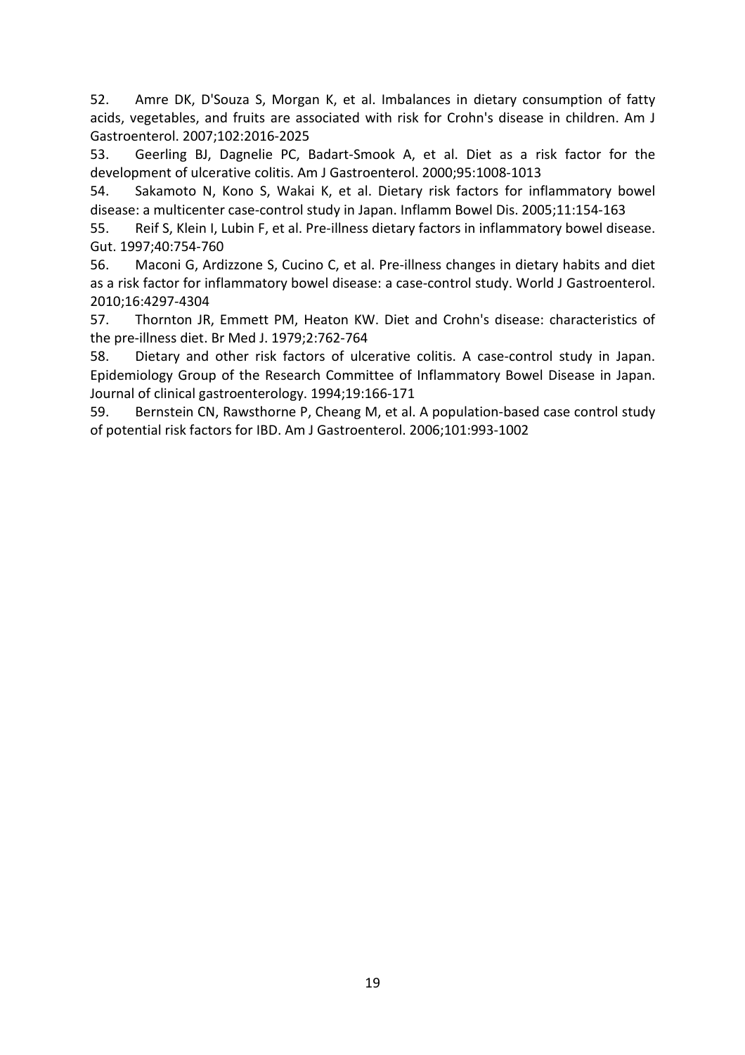52. Amre DK, D'Souza S, Morgan K, et al. Imbalances in dietary consumption of fatty acids, vegetables, and fruits are associated with risk for Crohn's disease in children. Am J Gastroenterol. 2007;102:2016-2025

53. Geerling BJ, Dagnelie PC, Badart-Smook A, et al. Diet as a risk factor for the development of ulcerative colitis. Am J Gastroenterol. 2000;95:1008-1013

54. Sakamoto N, Kono S, Wakai K, et al. Dietary risk factors for inflammatory bowel disease: a multicenter case-control study in Japan. Inflamm Bowel Dis. 2005;11:154-163

55. Reif S, Klein I, Lubin F, et al. Pre-illness dietary factors in inflammatory bowel disease. Gut. 1997;40:754-760

56. Maconi G, Ardizzone S, Cucino C, et al. Pre-illness changes in dietary habits and diet as a risk factor for inflammatory bowel disease: a case-control study. World J Gastroenterol. 2010;16:4297-4304

57. Thornton JR, Emmett PM, Heaton KW. Diet and Crohn's disease: characteristics of the pre-illness diet. Br Med J. 1979;2:762-764

58. Dietary and other risk factors of ulcerative colitis. A case-control study in Japan. Epidemiology Group of the Research Committee of Inflammatory Bowel Disease in Japan. Journal of clinical gastroenterology. 1994;19:166-171

59. Bernstein CN, Rawsthorne P, Cheang M, et al. A population-based case control study of potential risk factors for IBD. Am J Gastroenterol. 2006;101:993-1002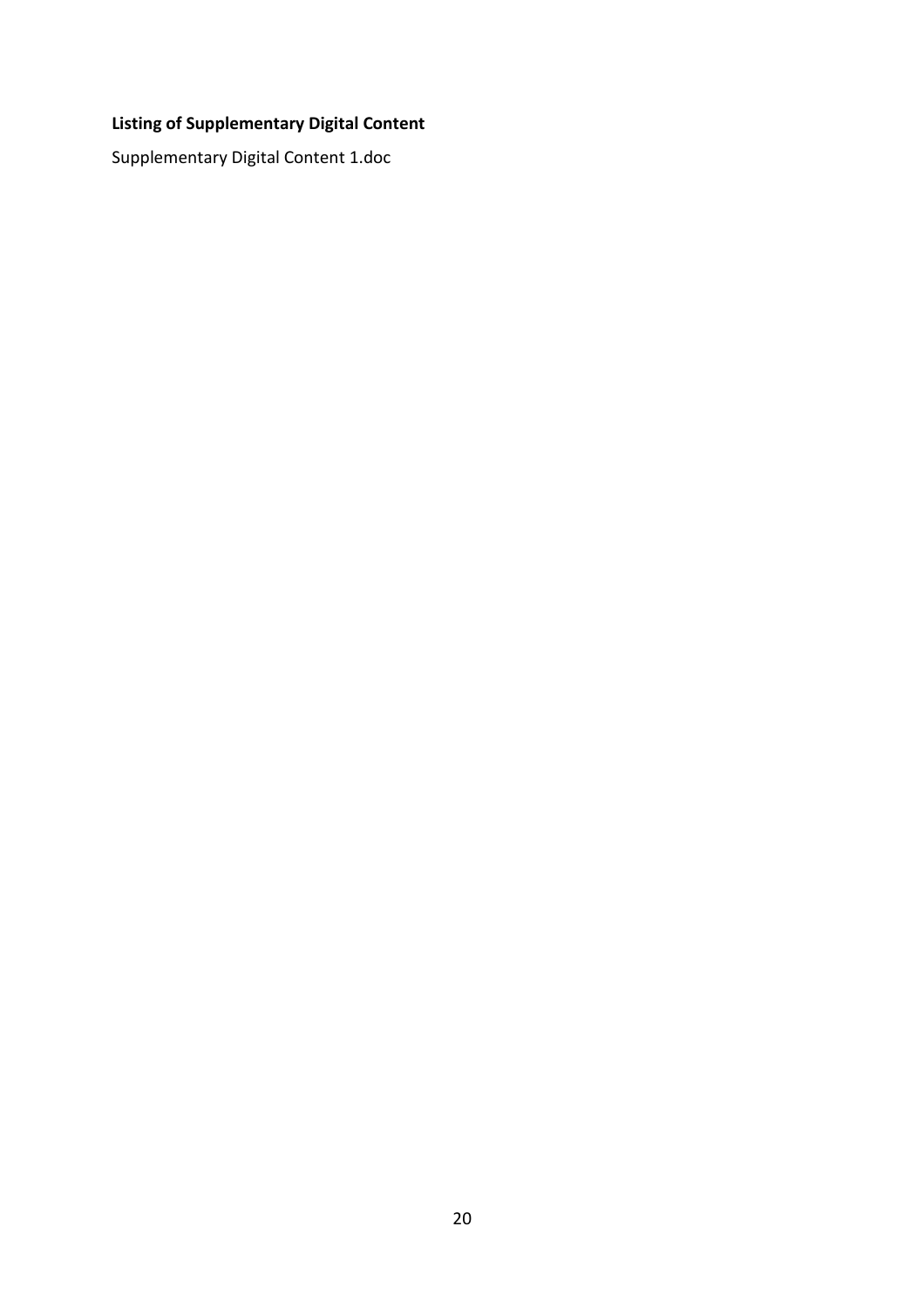**Listing of Supplementary Digital Content**

Supplementary Digital Content 1.doc